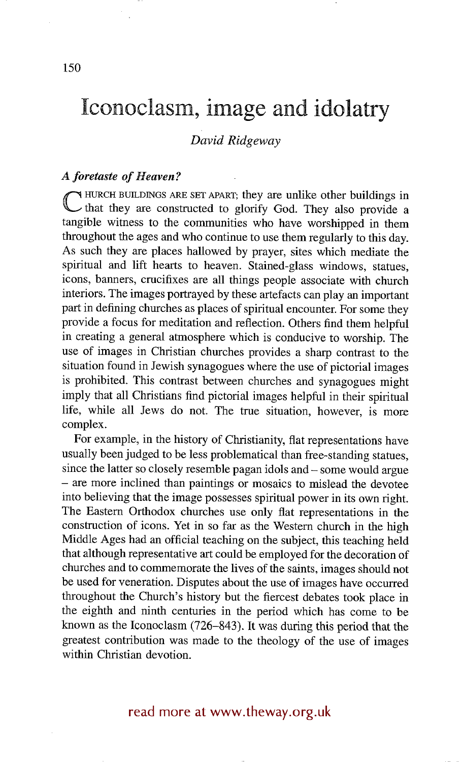# Iconoclasm, image and idolatry

*David Ridgeway*

### *A foretaste of Heaven?*

CHURCH BUILDINGS ARE SET APART; they are unlike other buildings in that they are constructed to glorify God. They also provide a tangible witness to the communities who have worshipped in them throughout the ages and who continue to use them regularly to this day. As such they are places hallowed by prayer, sites which mediate the spiritual and lift hearts to heaven. Stained-glass windows, statues, icons, banners, crucifixes are all things people associate with church interiors. The images portrayed by these artefacts can play an important part in defining churches as places of spiritual encounter. For some they provide a focus for meditation and reflection. Others find them helpful in creating a general atmosphere which is conducive to worship. The use of images in Christian churches provides a sharp contrast to the situation found in Jewish synagogues where the use of pictorial images is prohibited. This contrast between churches and synagogues might imply that all Christians find pictorial images helpful in their spiritual life, while all Jews do not. The true situation, however, is more complex.

For example, in the history of Christianity, flat representations have usually been judged to be less problematical than free-standing statues, since the latter so closely resemble pagan idols and – some would argue – are more inclined than paintings or mosaics to mislead the devotee into believing that the image possesses spiritual power in its own right. The Eastern Orthodox churches use only flat representations in the construction of icons. Yet in so far as the Western church in the high Middle Ages had an official teaching on the subject, this teaching held that although representative art could be employed for the decoration of churches and to commemorate the lives of the saints, images should not be used for veneration. Disputes about the use of images have occurred throughout the Church's history but the fiercest debates took place in the eighth and ninth centuries in the period which has come to be known as the Iconoclasm (726–843). It was during this period that the greatest contribution was made to the theology of the use of images within Christian devotion.

read more at www.theway.org.uk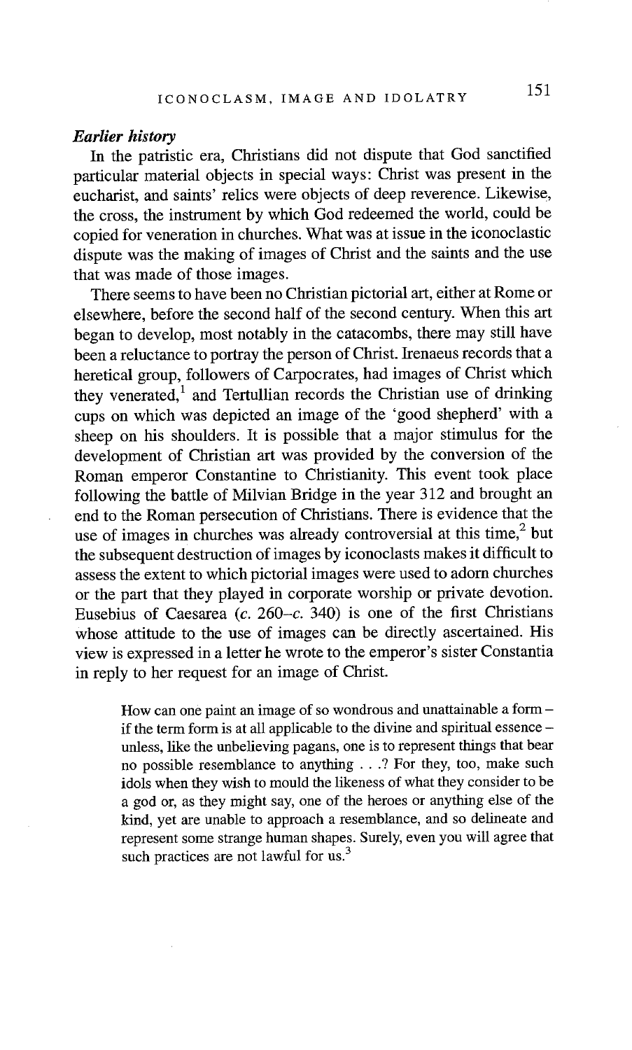### *Earlier history*

In the patristic era, Christians did not dispute that God sanctified particular material objects in special ways: Christ was present in the eucharist, and saints' relics were objects of deep reverence. Likewise, the cross, the instrument by which God redeemed the world, could be copied for veneration in churches. What was at issue in the iconoclastic dispute was the making of images of Christ and the saints and the use that was made of those images.

There seems to have been no Christian pictorial art, either at Rome or elsewhere, before the second half of the second century. When this art began to develop, most notably in the catacombs, there may still have been a reluctance to portray the person of Christ. Irenaeus records that a heretical group, followers of Carpocrates, had images of Christ which they venerated,[1] and Tertullian records the Christian use of drinking cups on which was depicted an image of the 'good shepherd' with a sheep on his shoulders. It is possible that a major stimulus for the development of Christian art was provided by the conversion of the Roman emperor Constantine to Christianity. This event took place following the battle of Milvian Bridge in the year 312 and brought an end to the Roman persecution of Christians. There is evidence that the use of images in churches was already controversial at this time,[2] but the subsequent destruction of images by iconoclasts makes it difficult to assess the extent to which pictorial images were used to adorn churches or the part that they played in corporate worship or private devotion. Eusebius of Caesarea (*c.* 260–*c.* 340) is one of the first Christians whose attitude to the use of images can be directly ascertained. His view is expressed in a letter he wrote to the emperor's sister Constantia in reply to her request for an image of Christ.

> How can one paint an image of so wondrous and unattainable a form – if the term form is at all applicable to the divine and spiritual essence – unless, like the unbelieving pagans, one is to represent things that bear no possible resemblance to anything . . .? For they, too, make such idols when they wish to mould the likeness of what they consider to be a god or, as they might say, one of the heroes or anything else of the kind, yet are unable to approach a resemblance, and so delineate and represent some strange human shapes. Surely, even you will agree that such practices are not lawful for us.[3]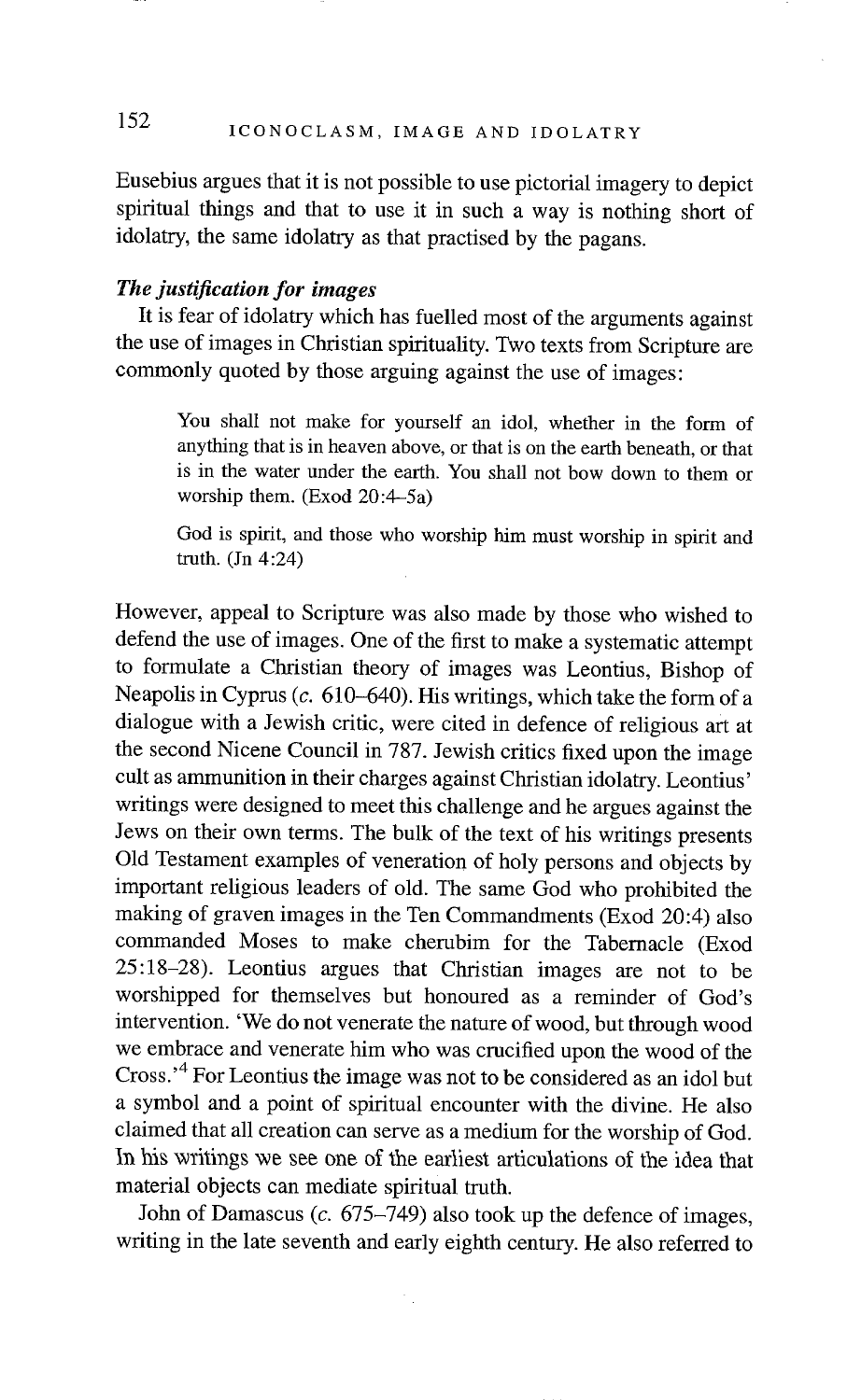Eusebius argues that it is not possible to use pictorial imagery to depict spiritual things and that to use it in such a way is nothing short of idolatry, the same idolatry as that practised by the pagans.

### *The justification for images*

It is fear of idolatry which has fuelled most of the arguments against the use of images in Christian spirituality. Two texts from Scripture are commonly quoted by those arguing against the use of images:

> You shall not make for yourself an idol, whether in the form of anything that is in heaven above, or that is on the earth beneath, or that is in the water under the earth. You shall not bow down to them or worship them. (Exod 20:4–5a)

> God is spirit, and those who worship him must worship in spirit and truth. (Jn 4:24)

However, appeal to Scripture was also made by those who wished to defend the use of images. One of the first to make a systematic attempt to formulate a Christian theory of images was Leontius, Bishop of Neapolis in Cyprus (*c.* 610–640). His writings, which take the form of a dialogue with a Jewish critic, were cited in defence of religious art at the second Nicene Council in 787. Jewish critics fixed upon the image cult as ammunition in their charges against Christian idolatry. Leontius' writings were designed to meet this challenge and he argues against the Jews on their own terms. The bulk of the text of his writings presents Old Testament examples of veneration of holy persons and objects by important religious leaders of old. The same God who prohibited the making of graven images in the Ten Commandments (Exod 20:4) also commanded Moses to make cherubim for the Tabernacle (Exod 25:18–28). Leontius argues that Christian images are not to be worshipped for themselves but honoured as a reminder of God's intervention. 'We do not venerate the nature of wood, but through wood we embrace and venerate him who was crucified upon the wood of the Cross.'[4] For Leontius the image was not to be considered as an idol but a symbol and a point of spiritual encounter with the divine. He also claimed that all creation can serve as a medium for the worship of God. In his writings we see one of the earliest articulations of the idea that material objects can mediate spiritual truth.

John of Damascus (*c.* 675–749) also took up the defence of images, writing in the late seventh and early eighth century. He also referred to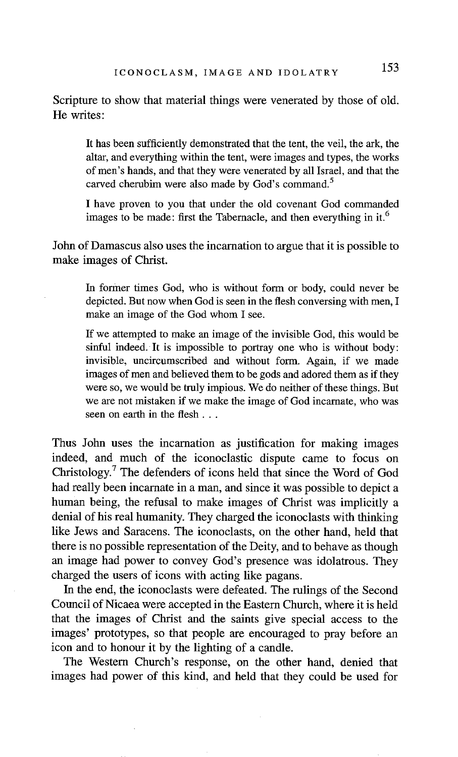Scripture to show that material things were venerated by those of old. He writes:

> It has been sufficiently demonstrated that the tent, the veil, the ark, the altar, and everything within the tent, were images and types, the works of men's hands, and that they were venerated by all Israel, and that the carved cherubim were also made by God's command.[5]
>
> I have proven to you that under the old covenant God commanded images to be made: first the Tabernacle, and then everything in it.[6]

John of Damascus also uses the incarnation to argue that it is possible to make images of Christ.

> In former times God, who is without form or body, could never be depicted. But now when God is seen in the flesh conversing with men, I make an image of the God whom I see.
>
> If we attempted to make an image of the invisible God, this would be sinful indeed. It is impossible to portray one who is without body: invisible, uncircumscribed and without form. Again, if we made images of men and believed them to be gods and adored them as if they were so, we would be truly impious. We do neither of these things. But we are not mistaken if we make the image of God incarnate, who was seen on earth in the flesh . . .

Thus John uses the incarnation as justification for making images indeed, and much of the iconoclastic dispute came to focus on Christology.[7] The defenders of icons held that since the Word of God had really been incarnate in a man, and since it was possible to depict a human being, the refusal to make images of Christ was implicitly a denial of his real humanity. They charged the iconoclasts with thinking like Jews and Saracens. The iconoclasts, on the other hand, held that there is no possible representation of the Deity, and to behave as though an image had power to convey God's presence was idolatrous. They charged the users of icons with acting like pagans.

In the end, the iconoclasts were defeated. The rulings of the Second Council of Nicaea were accepted in the Eastern Church, where it is held that the images of Christ and the saints give special access to the images' prototypes, so that people are encouraged to pray before an icon and to honour it by the lighting of a candle.

The Western Church's response, on the other hand, denied that images had power of this kind, and held that they could be used for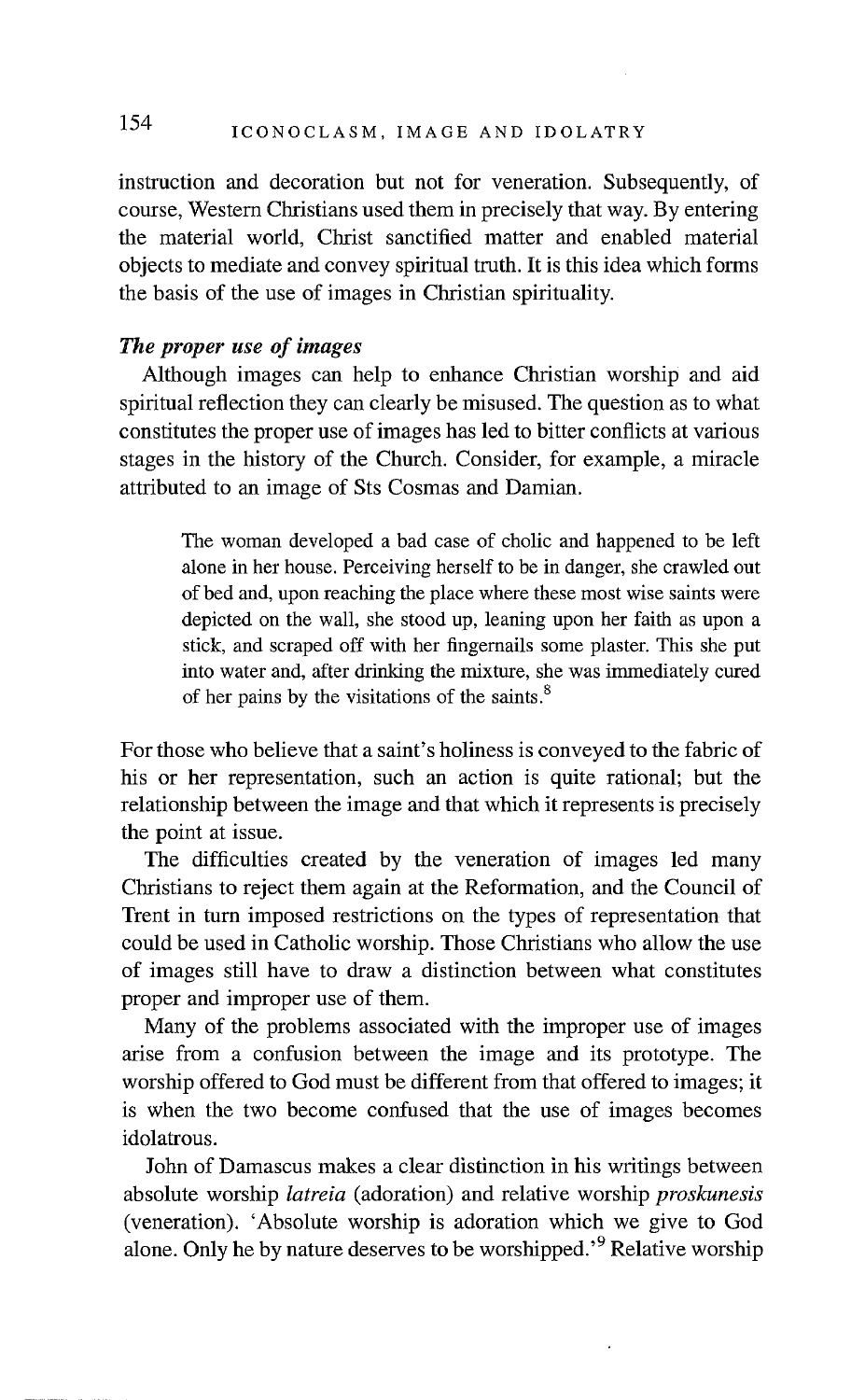instruction and decoration but not for veneration. Subsequently, of course, Western Christians used them in precisely that way. By entering the material world, Christ sanctified matter and enabled material objects to mediate and convey spiritual truth. It is this idea which forms the basis of the use of images in Christian spirituality.

### *The proper use of images*

Although images can help to enhance Christian worship and aid spiritual reflection they can clearly be misused. The question as to what constitutes the proper use of images has led to bitter conflicts at various stages in the history of the Church. Consider, for example, a miracle attributed to an image of Sts Cosmas and Damian.

> The woman developed a bad case of cholic and happened to be left alone in her house. Perceiving herself to be in danger, she crawled out of bed and, upon reaching the place where these most wise saints were depicted on the wall, she stood up, leaning upon her faith as upon a stick, and scraped off with her fingernails some plaster. This she put into water and, after drinking the mixture, she was immediately cured of her pains by the visitations of the saints.[8]

For those who believe that a saint's holiness is conveyed to the fabric of his or her representation, such an action is quite rational; but the relationship between the image and that which it represents is precisely the point at issue.

The difficulties created by the veneration of images led many Christians to reject them again at the Reformation, and the Council of Trent in turn imposed restrictions on the types of representation that could be used in Catholic worship. Those Christians who allow the use of images still have to draw a distinction between what constitutes proper and improper use of them.

Many of the problems associated with the improper use of images arise from a confusion between the image and its prototype. The worship offered to God must be different from that offered to images; it is when the two become confused that the use of images becomes idolatrous.

John of Damascus makes a clear distinction in his writings between absolute worship *latreia* (adoration) and relative worship *proskunesis* (veneration). 'Absolute worship is adoration which we give to God alone. Only he by nature deserves to be worshipped.'[9] Relative worship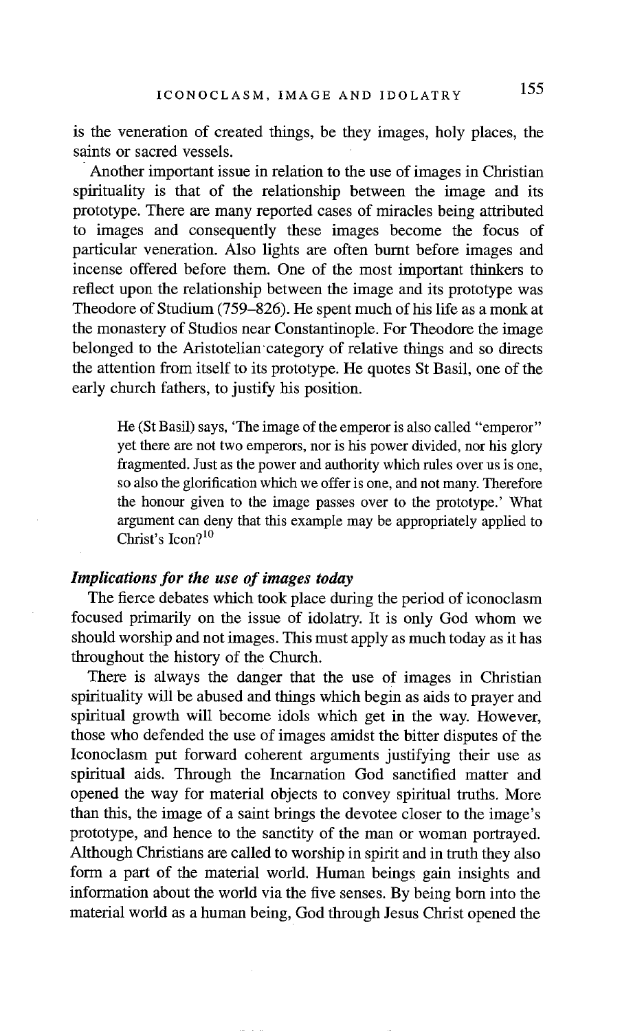is the veneration of created things, be they images, holy places, the saints or sacred vessels.

Another important issue in relation to the use of images in Christian spirituality is that of the relationship between the image and its prototype. There are many reported cases of miracles being attributed to images and consequently these images become the focus of particular veneration. Also lights are often burnt before images and incense offered before them. One of the most important thinkers to reflect upon the relationship between the image and its prototype was Theodore of Studium (759–826). He spent much of his life as a monk at the monastery of Studios near Constantinople. For Theodore the image belonged to the Aristotelian category of relative things and so directs the attention from itself to its prototype. He quotes St Basil, one of the early church fathers, to justify his position.

> He (St Basil) says, 'The image of the emperor is also called "emperor" yet there are not two emperors, nor is his power divided, nor his glory fragmented. Just as the power and authority which rules over us is one, so also the glorification which we offer is one, and not many. Therefore the honour given to the image passes over to the prototype.' What argument can deny that this example may be appropriately applied to Christ's Icon?[10]

### *Implications for the use of images today*

The fierce debates which took place during the period of iconoclasm focused primarily on the issue of idolatry. It is only God whom we should worship and not images. This must apply as much today as it has throughout the history of the Church.

There is always the danger that the use of images in Christian spirituality will be abused and things which begin as aids to prayer and spiritual growth will become idols which get in the way. However, those who defended the use of images amidst the bitter disputes of the Iconoclasm put forward coherent arguments justifying their use as spiritual aids. Through the Incarnation God sanctified matter and opened the way for material objects to convey spiritual truths. More than this, the image of a saint brings the devotee closer to the image's prototype, and hence to the sanctity of the man or woman portrayed. Although Christians are called to worship in spirit and in truth they also form a part of the material world. Human beings gain insights and information about the world via the five senses. By being born into the material world as a human being, God through Jesus Christ opened the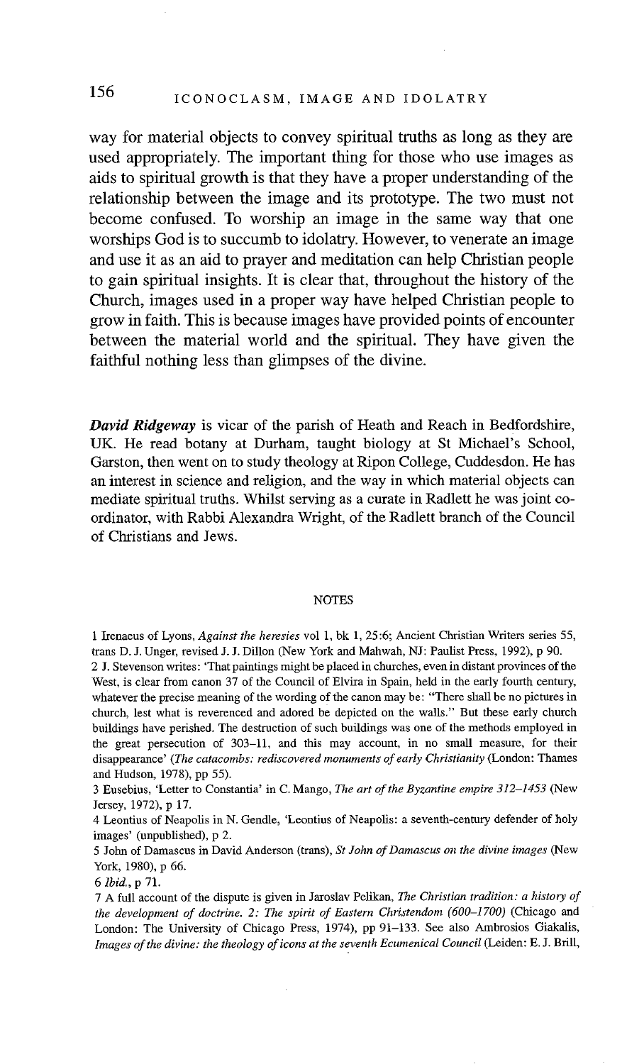way for material objects to convey spiritual truths as long as they are used appropriately. The important thing for those who use images as aids to spiritual growth is that they have a proper understanding of the relationship between the image and its prototype. The two must not become confused. To worship an image in the same way that one worships God is to succumb to idolatry. However, to venerate an image and use it as an aid to prayer and meditation can help Christian people to gain spiritual insights. It is clear that, throughout the history of the Church, images used in a proper way have helped Christian people to grow in faith. This is because images have provided points of encounter between the material world and the spiritual. They have given the faithful nothing less than glimpses of the divine.

***David Ridgeway*** is vicar of the parish of Heath and Reach in Bedfordshire, UK. He read botany at Durham, taught biology at St Michael's School, Garston, then went on to study theology at Ripon College, Cuddesdon. He has an interest in science and religion, and the way in which material objects can mediate spiritual truths. Whilst serving as a curate in Radlett he was joint co-ordinator, with Rabbi Alexandra Wright, of the Radlett branch of the Council of Christians and Jews.

## NOTES

1 Irenaeus of Lyons, *Against the heresies* vol 1, bk 1, 25:6; Ancient Christian Writers series 55, trans D. J. Unger, revised J. J. Dillon (New York and Mahwah, NJ: Paulist Press, 1992), p 90.

2 J. Stevenson writes: 'That paintings might be placed in churches, even in distant provinces of the West, is clear from canon 37 of the Council of Elvira in Spain, held in the early fourth century, whatever the precise meaning of the wording of the canon may be: "There shall be no pictures in church, lest what is reverenced and adored be depicted on the walls." But these early church buildings have perished. The destruction of such buildings was one of the methods employed in the great persecution of 303–11, and this may account, in no small measure, for their disappearance' (*The catacombs: rediscovered monuments of early Christianity* (London: Thames and Hudson, 1978), pp 55).

3 Eusebius, 'Letter to Constantia' in C. Mango, *The art of the Byzantine empire 312–1453* (New Jersey, 1972), p 17.

4 Leontius of Neapolis in N. Gendle, 'Leontius of Neapolis: a seventh-century defender of holy images' (unpublished), p 2.

5 John of Damascus in David Anderson (trans), *St John of Damascus on the divine images* (New York, 1980), p 66.

6 *Ibid.*, p 71.

7 A full account of the dispute is given in Jaroslav Pelikan, *The Christian tradition: a history of the development of doctrine. 2: The spirit of Eastern Christendom (600–1700)* (Chicago and London: The University of Chicago Press, 1974), pp 91–133. See also Ambrosios Giakalis, *Images of the divine: the theology of icons at the seventh Ecumenical Council* (Leiden: E. J. Brill,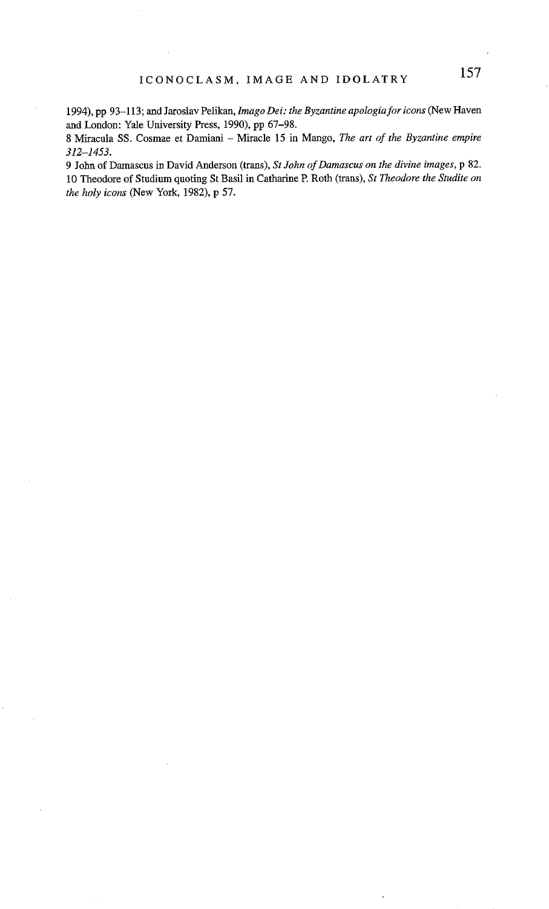1994), pp 93–113; and Jaroslav Pelikan, *Imago Dei: the Byzantine apologia for icons* (New Haven and London: Yale University Press, 1990), pp 67–98.

8 Miracula SS. Cosmae et Damiani – Miracle 15 in Mango, *The art of the Byzantine empire 312–1453.*

9 John of Damascus in David Anderson (trans), *St John of Damascus on the divine images*, p 82.

10 Theodore of Studium quoting St Basil in Catharine P. Roth (trans), *St Theodore the Studite on the holy icons* (New York, 1982), p 57.